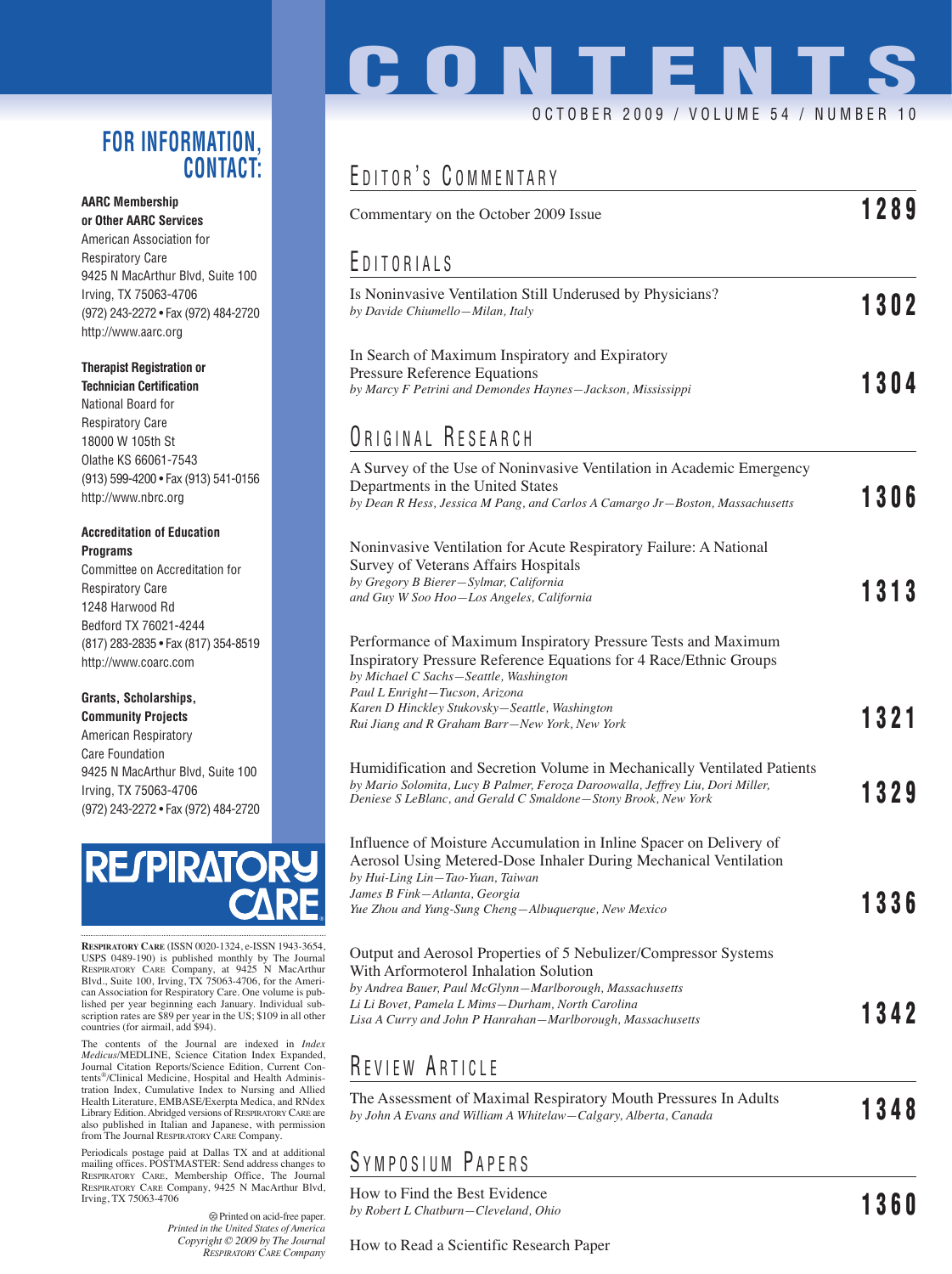# CONTENTS

OCTOBER 2009 / VOLUME 54 / NUMBER 10

## FOR INFORMATION, CONTACT:

**AARC Membership or Other AARC Services**
American Association for Respiratory Care
9425 N MacArthur Blvd, Suite 100
Irving, TX 75063-4706
(972) 243-2272 • Fax (972) 484-2720
http://www.aarc.org

**Therapist Registration or Technician Certification**
National Board for Respiratory Care
18000 W 105th St
Olathe KS 66061-7543
(913) 599-4200 • Fax (913) 541-0156
http://www.nbrc.org

**Accreditation of Education Programs**
Committee on Accreditation for Respiratory Care
1248 Harwood Rd
Bedford TX 76021-4244
(817) 283-2835 • Fax (817) 354-8519
http://www.coarc.com

**Grants, Scholarships, Community Projects**
American Respiratory Care Foundation
9425 N MacArthur Blvd, Suite 100
Irving, TX 75063-4706
(972) 243-2272 • Fax (972) 484-2720

RESPIRATORY CARE

**RESPIRATORY CARE** (ISSN 0020-1324, e-ISSN 1943-3654, USPS 0489-190) is published monthly by The Journal RESPIRATORY CARE Company, at 9425 N MacArthur Blvd., Suite 100, Irving, TX 75063-4706, for the American Association for Respiratory Care. One volume is published per year beginning each January. Individual subscription rates are $89 per year in the US; $109 in all other countries (for airmail, add $94).

The contents of the Journal are indexed in *Index Medicus*/MEDLINE, Science Citation Index Expanded, Journal Citation Reports/Science Edition, Current Contents®/Clinical Medicine, Hospital and Health Administration Index, Cumulative Index to Nursing and Allied Health Literature, EMBASE/Exerpta Medica, and RNdex Library Edition. Abridged versions of RESPIRATORY CARE are also published in Italian and Japanese, with permission from The Journal RESPIRATORY CARE Company.

Periodicals postage paid at Dallas TX and at additional mailing offices. POSTMASTER: Send address changes to RESPIRATORY CARE, Membership Office, The Journal RESPIRATORY CARE Company, 9425 N MacArthur Blvd, Irving, TX 75063-4706

Printed on acid-free paper.
*Printed in the United States of America*
*Copyright © 2009 by The Journal RESPIRATORY CARE Company*

## EDITOR'S COMMENTARY

Commentary on the October 2009 Issue — **1289**

## EDITORIALS

Is Noninvasive Ventilation Still Underused by Physicians?
*by Davide Chiumello—Milan, Italy* — **1302**

In Search of Maximum Inspiratory and Expiratory Pressure Reference Equations
*by Marcy F Petrini and Demondes Haynes—Jackson, Mississippi* — **1304**

## ORIGINAL RESEARCH

A Survey of the Use of Noninvasive Ventilation in Academic Emergency Departments in the United States
*by Dean R Hess, Jessica M Pang, and Carlos A Camargo Jr—Boston, Massachusetts* — **1306**

Noninvasive Ventilation for Acute Respiratory Failure: A National Survey of Veterans Affairs Hospitals
*by Gregory B Bierer—Sylmar, California*
*and Guy W Soo Hoo—Los Angeles, California* — **1313**

Performance of Maximum Inspiratory Pressure Tests and Maximum Inspiratory Pressure Reference Equations for 4 Race/Ethnic Groups
*by Michael C Sachs—Seattle, Washington*
*Paul L Enright—Tucson, Arizona*
*Karen D Hinckley Stukovsky—Seattle, Washington*
*Rui Jiang and R Graham Barr—New York, New York* — **1321**

Humidification and Secretion Volume in Mechanically Ventilated Patients
*by Mario Solomita, Lucy B Palmer, Feroza Daroowalla, Jeffrey Liu, Dori Miller, Deniese S LeBlanc, and Gerald C Smaldone—Stony Brook, New York* — **1329**

Influence of Moisture Accumulation in Inline Spacer on Delivery of Aerosol Using Metered-Dose Inhaler During Mechanical Ventilation
*by Hui-Ling Lin—Tao-Yuan, Taiwan*
*James B Fink—Atlanta, Georgia*
*Yue Zhou and Yung-Sung Cheng—Albuquerque, New Mexico* — **1336**

Output and Aerosol Properties of 5 Nebulizer/Compressor Systems With Arformoterol Inhalation Solution
*by Andrea Bauer, Paul McGlynn—Marlborough, Massachusetts*
*Li Li Bovet, Pamela L Mims—Durham, North Carolina*
*Lisa A Curry and John P Hanrahan—Marlborough, Massachusetts* — **1342**

## REVIEW ARTICLE

The Assessment of Maximal Respiratory Mouth Pressures In Adults
*by John A Evans and William A Whitelaw—Calgary, Alberta, Canada* — **1348**

## SYMPOSIUM PAPERS

How to Find the Best Evidence
*by Robert L Chatburn—Cleveland, Ohio* — **1360**

How to Read a Scientific Research Paper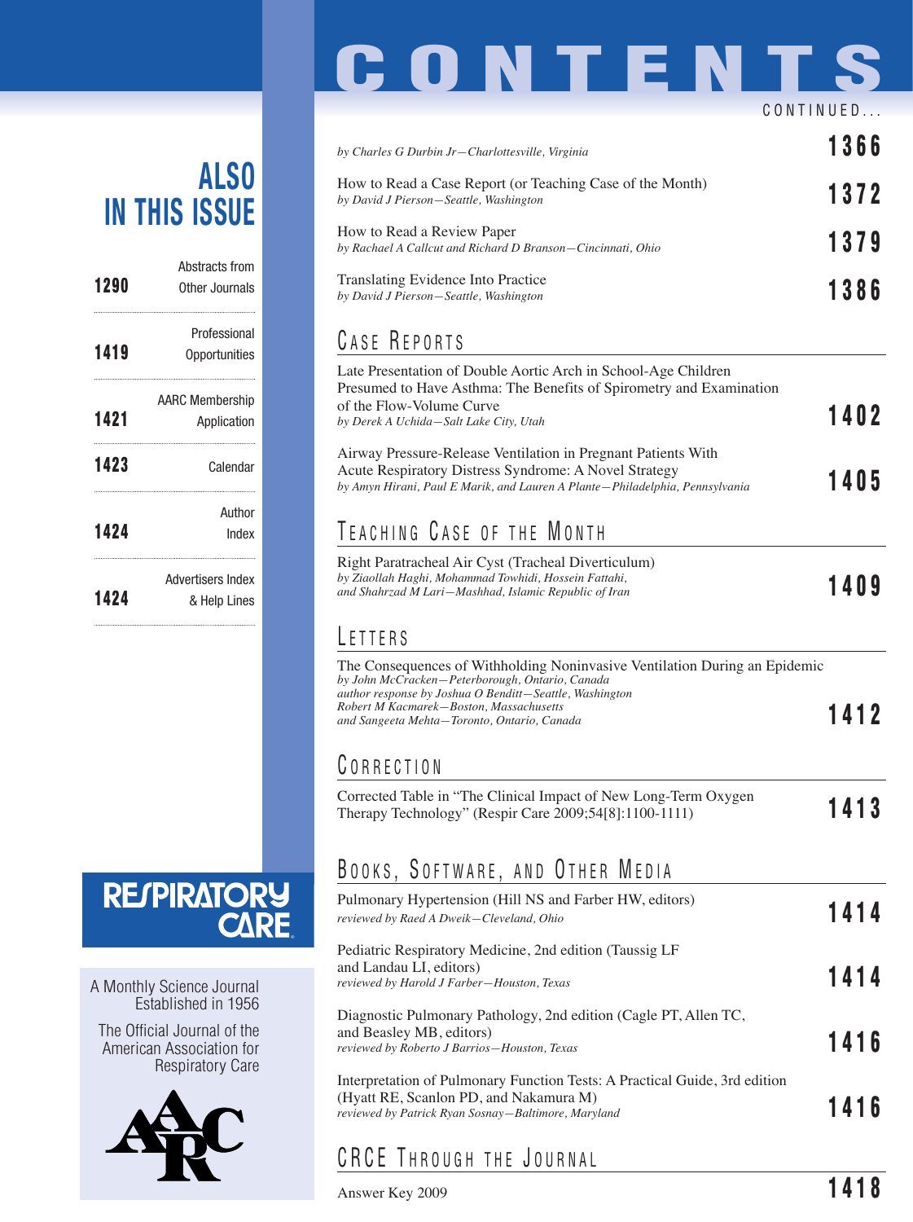# CONTENTS

CONTINUED...

*by Charles G Durbin Jr—Charlottesville, Virginia* **1366**

How to Read a Case Report (or Teaching Case of the Month)
*by David J Pierson—Seattle, Washington* **1372**

How to Read a Review Paper
*by Rachael A Callcut and Richard D Branson—Cincinnati, Ohio* **1379**

Translating Evidence Into Practice
*by David J Pierson—Seattle, Washington* **1386**

## CASE REPORTS

Late Presentation of Double Aortic Arch in School-Age Children Presumed to Have Asthma: The Benefits of Spirometry and Examination of the Flow-Volume Curve
*by Derek A Uchida—Salt Lake City, Utah* **1402**

Airway Pressure-Release Ventilation in Pregnant Patients With Acute Respiratory Distress Syndrome: A Novel Strategy
*by Amyn Hirani, Paul E Marik, and Lauren A Plante—Philadelphia, Pennsylvania* **1405**

## TEACHING CASE OF THE MONTH

Right Paratracheal Air Cyst (Tracheal Diverticulum)
*by Ziaollah Haghi, Mohammad Towhidi, Hossein Fattahi, and Shahrzad M Lari—Mashhad, Islamic Republic of Iran* **1409**

## LETTERS

The Consequences of Withholding Noninvasive Ventilation During an Epidemic
*by John McCracken—Peterborough, Ontario, Canada*
*author response by Joshua O Benditt—Seattle, Washington*
*Robert M Kacmarek—Boston, Massachusetts*
*and Sangeeta Mehta—Toronto, Ontario, Canada* **1412**

## CORRECTION

Corrected Table in "The Clinical Impact of New Long-Term Oxygen Therapy Technology" (Respir Care 2009;54[8]:1100-1111) **1413**

## BOOKS, SOFTWARE, AND OTHER MEDIA

Pulmonary Hypertension (Hill NS and Farber HW, editors)
*reviewed by Raed A Dweik—Cleveland, Ohio* **1414**

Pediatric Respiratory Medicine, 2nd edition (Taussig LF and Landau LI, editors)
*reviewed by Harold J Farber—Houston, Texas* **1414**

Diagnostic Pulmonary Pathology, 2nd edition (Cagle PT, Allen TC, and Beasley MB, editors)
*reviewed by Roberto J Barrios—Houston, Texas* **1416**

Interpretation of Pulmonary Function Tests: A Practical Guide, 3rd edition (Hyatt RE, Scanlon PD, and Nakamura M)
*reviewed by Patrick Ryan Sosnay—Baltimore, Maryland* **1416**

## CRCE THROUGH THE JOURNAL

Answer Key 2009 **1418**

## ALSO IN THIS ISSUE

| | |
|---|---|
| 1290 | Abstracts from Other Journals |
| 1419 | Professional Opportunities |
| 1421 | AARC Membership Application |
| 1423 | Calendar |
| 1424 | Author Index |
| 1424 | Advertisers Index & Help Lines |

RESPIRATORY CARE

A Monthly Science Journal Established in 1956

The Official Journal of the American Association for Respiratory Care